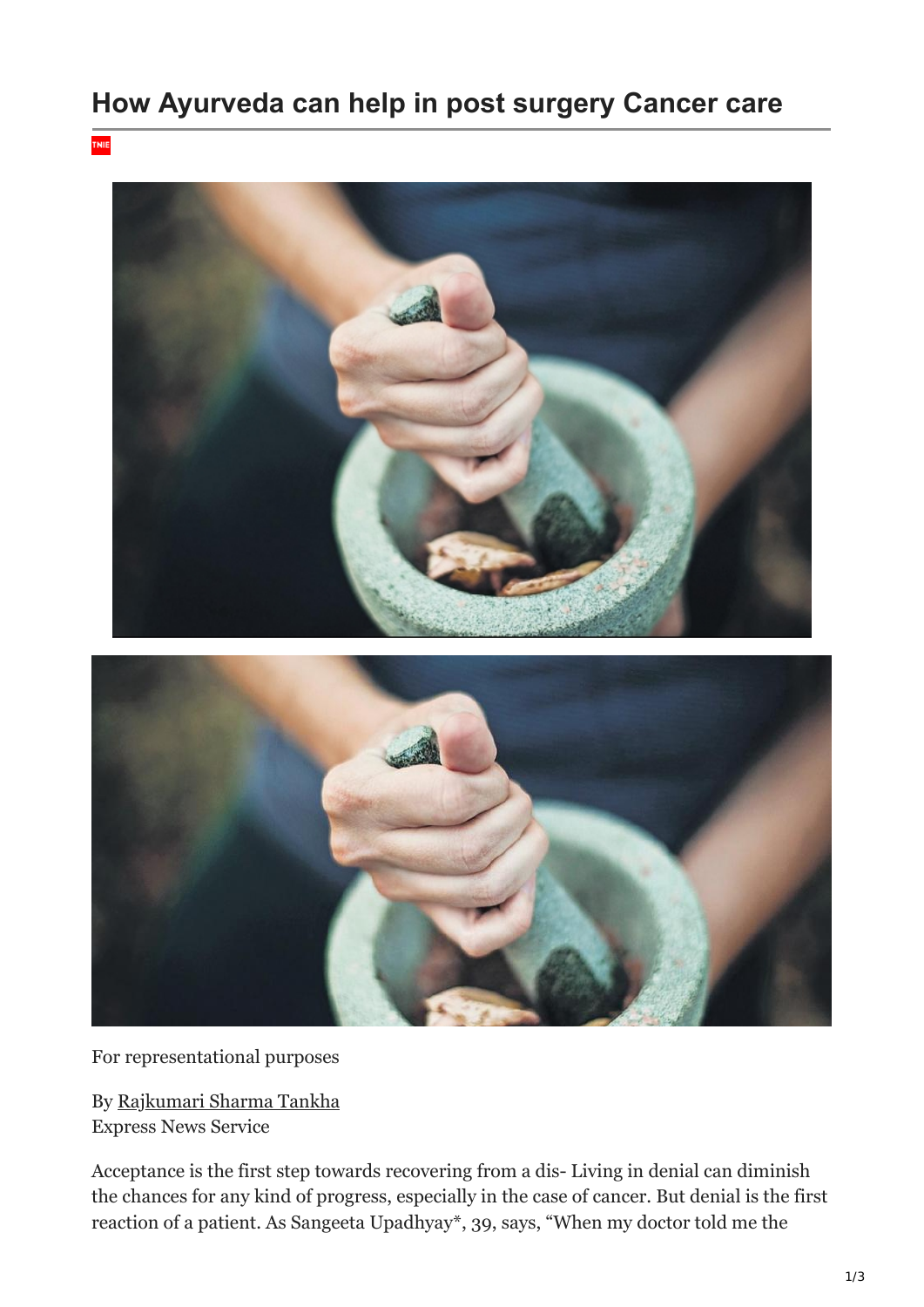# How Ayurveda can help in post surgery Cancer care

TNIE

For representational purposes

By Rajkumari Sharma Tankha
Express News Service

Acceptance is the first step towards recovering from a dis- Living in denial can diminish the chances for any kind of progress, especially in the case of cancer. But denial is the first reaction of a patient. As Sangeeta Upadhyay*, 39, says, "When my doctor told me the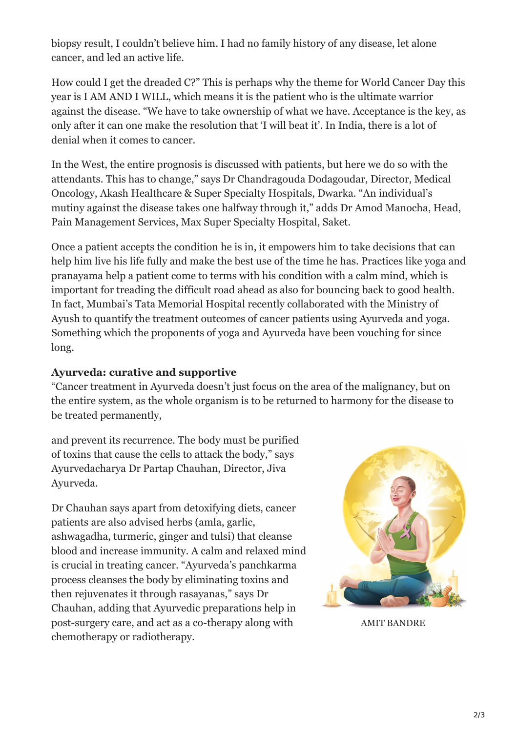biopsy result, I couldn't believe him. I had no family history of any disease, let alone cancer, and led an active life.

How could I get the dreaded C?" This is perhaps why the theme for World Cancer Day this year is I AM AND I WILL, which means it is the patient who is the ultimate warrior against the disease. "We have to take ownership of what we have. Acceptance is the key, as only after it can one make the resolution that 'I will beat it'. In India, there is a lot of denial when it comes to cancer.

In the West, the entire prognosis is discussed with patients, but here we do so with the attendants. This has to change," says Dr Chandragouda Dodagoudar, Director, Medical Oncology, Akash Healthcare & Super Specialty Hospitals, Dwarka. "An individual's mutiny against the disease takes one halfway through it," adds Dr Amod Manocha, Head, Pain Management Services, Max Super Specialty Hospital, Saket.

Once a patient accepts the condition he is in, it empowers him to take decisions that can help him live his life fully and make the best use of the time he has. Practices like yoga and pranayama help a patient come to terms with his condition with a calm mind, which is important for treading the difficult road ahead as also for bouncing back to good health. In fact, Mumbai's Tata Memorial Hospital recently collaborated with the Ministry of Ayush to quantify the treatment outcomes of cancer patients using Ayurveda and yoga. Something which the proponents of yoga and Ayurveda have been vouching for since long.

**Ayurveda: curative and supportive**

"Cancer treatment in Ayurveda doesn't just focus on the area of the malignancy, but on the entire system, as the whole organism is to be returned to harmony for the disease to be treated permanently,

and prevent its recurrence. The body must be purified of toxins that cause the cells to attack the body," says Ayurvedacharya Dr Partap Chauhan, Director, Jiva Ayurveda.

Dr Chauhan says apart from detoxifying diets, cancer patients are also advised herbs (amla, garlic, ashwagadha, turmeric, ginger and tulsi) that cleanse blood and increase immunity. A calm and relaxed mind is crucial in treating cancer. "Ayurveda's panchkarma process cleanses the body by eliminating toxins and then rejuvenates it through rasayanas," says Dr Chauhan, adding that Ayurvedic preparations help in post-surgery care, and act as a co-therapy along with chemotherapy or radiotherapy.

AMIT BANDRE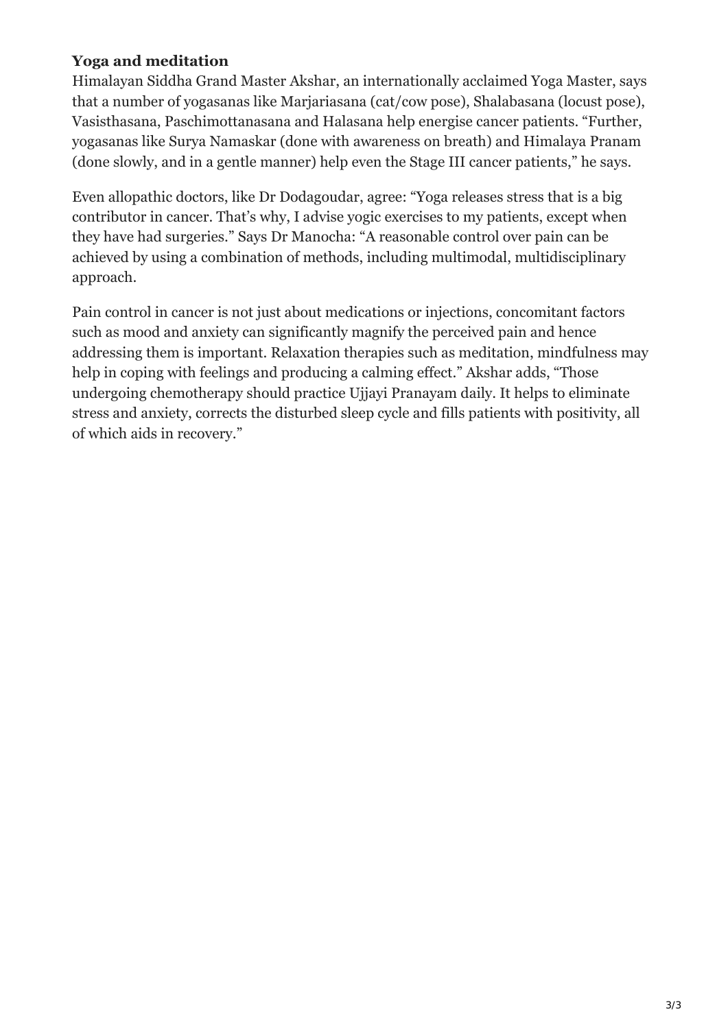**Yoga and meditation**

Himalayan Siddha Grand Master Akshar, an internationally acclaimed Yoga Master, says that a number of yogasanas like Marjariasana (cat/cow pose), Shalabasana (locust pose), Vasisthasana, Paschimottanasana and Halasana help energise cancer patients. "Further, yogasanas like Surya Namaskar (done with awareness on breath) and Himalaya Pranam (done slowly, and in a gentle manner) help even the Stage III cancer patients," he says.

Even allopathic doctors, like Dr Dodagoudar, agree: "Yoga releases stress that is a big contributor in cancer. That's why, I advise yogic exercises to my patients, except when they have had surgeries." Says Dr Manocha: "A reasonable control over pain can be achieved by using a combination of methods, including multimodal, multidisciplinary approach.

Pain control in cancer is not just about medications or injections, concomitant factors such as mood and anxiety can significantly magnify the perceived pain and hence addressing them is important. Relaxation therapies such as meditation, mindfulness may help in coping with feelings and producing a calming effect." Akshar adds, "Those undergoing chemotherapy should practice Ujjayi Pranayam daily. It helps to eliminate stress and anxiety, corrects the disturbed sleep cycle and fills patients with positivity, all of which aids in recovery."